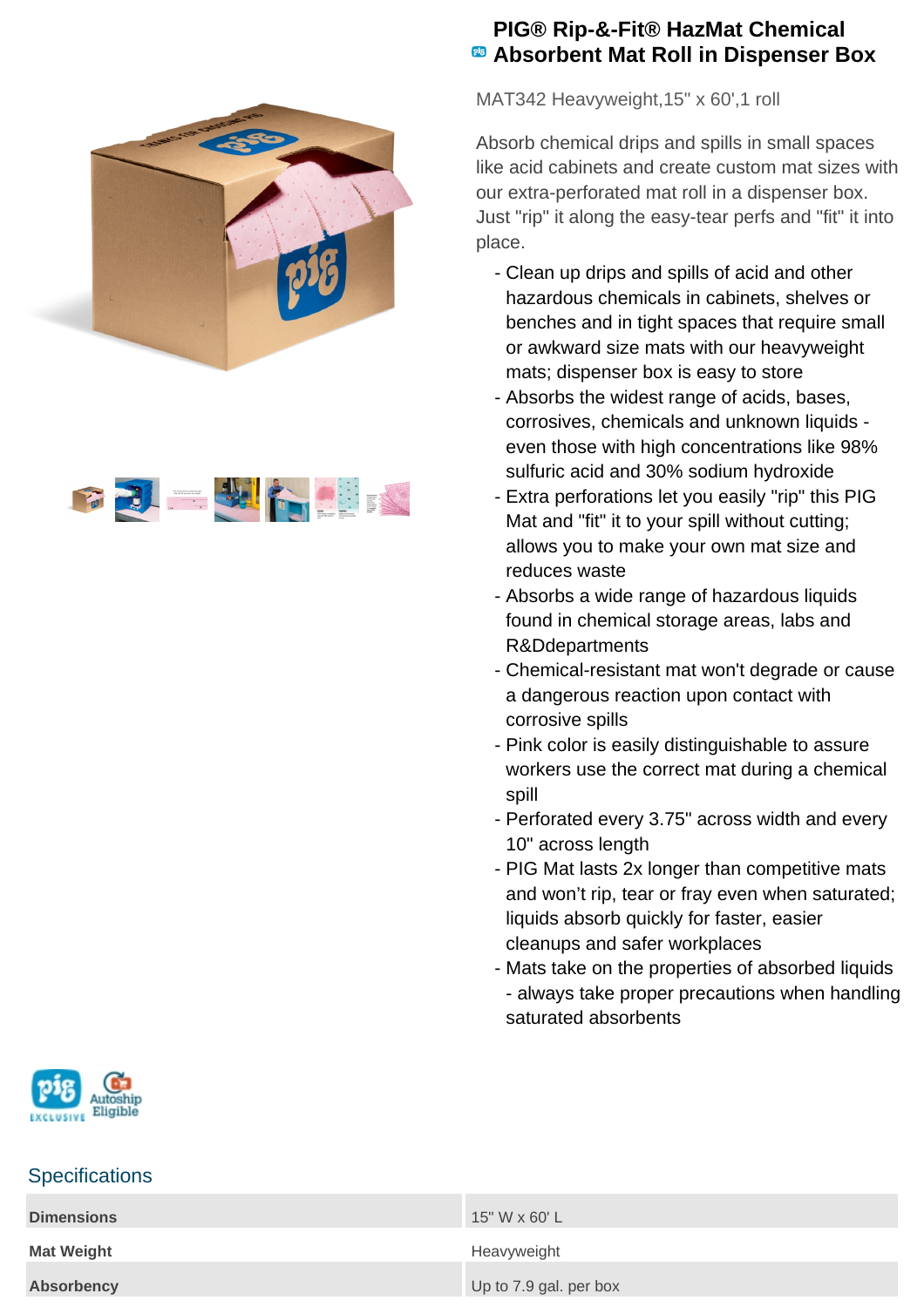# PIG® Rip-&-Fit® HazMat Chemical Absorbent Mat Roll in Dispenser Box

MAT342 Heavyweight,15" x 60',1 roll

Absorb chemical drips and spills in small spaces like acid cabinets and create custom mat sizes with our extra-perforated mat roll in a dispenser box. Just "rip" it along the easy-tear perfs and "fit" it into place.

- Clean up drips and spills of acid and other hazardous chemicals in cabinets, shelves or benches and in tight spaces that require small or awkward size mats with our heavyweight mats; dispenser box is easy to store
- Absorbs the widest range of acids, bases, corrosives, chemicals and unknown liquids - even those with high concentrations like 98% sulfuric acid and 30% sodium hydroxide
- Extra perforations let you easily "rip" this PIG Mat and "fit" it to your spill without cutting; allows you to make your own mat size and reduces waste
- Absorbs a wide range of hazardous liquids found in chemical storage areas, labs and R&Ddepartments
- Chemical-resistant mat won't degrade or cause a dangerous reaction upon contact with corrosive spills
- Pink color is easily distinguishable to assure workers use the correct mat during a chemical spill
- Perforated every 3.75" across width and every 10" across length
- PIG Mat lasts 2x longer than competitive mats and won't rip, tear or fray even when saturated; liquids absorb quickly for faster, easier cleanups and safer workplaces
- Mats take on the properties of absorbed liquids - always take proper precautions when handling saturated absorbents

PIG EXCLUSIVE | Autoship Eligible

## Specifications

| | |
|---|---|
| **Dimensions** | 15" W x 60' L |
| **Mat Weight** | Heavyweight |
| **Absorbency** | Up to 7.9 gal. per box |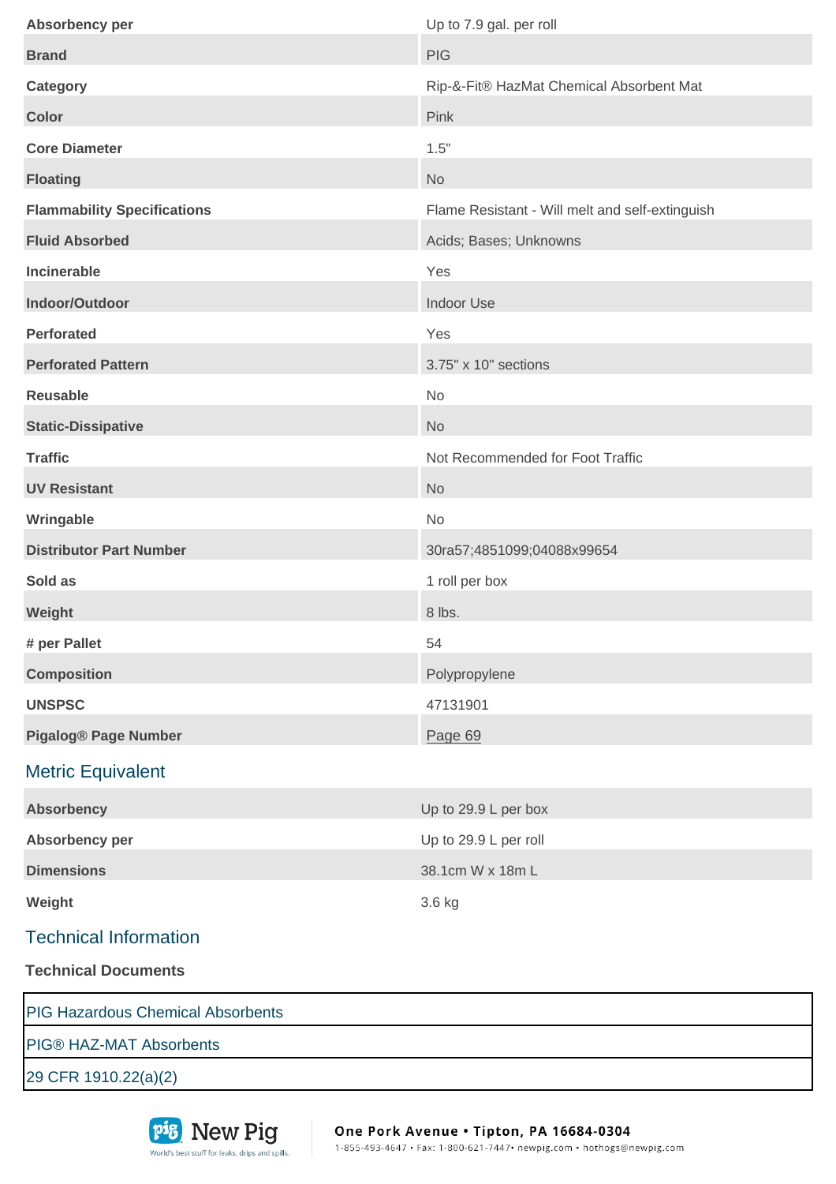| | |
|---|---|
| **Absorbency per** | Up to 7.9 gal. per roll |
| **Brand** | PIG |
| **Category** | Rip-&-Fit® HazMat Chemical Absorbent Mat |
| **Color** | Pink |
| **Core Diameter** | 1.5" |
| **Floating** | No |
| **Flammability Specifications** | Flame Resistant - Will melt and self-extinguish |
| **Fluid Absorbed** | Acids; Bases; Unknowns |
| **Incinerable** | Yes |
| **Indoor/Outdoor** | Indoor Use |
| **Perforated** | Yes |
| **Perforated Pattern** | 3.75" x 10" sections |
| **Reusable** | No |
| **Static-Dissipative** | No |
| **Traffic** | Not Recommended for Foot Traffic |
| **UV Resistant** | No |
| **Wringable** | No |
| **Distributor Part Number** | 30ra57;4851099;04088x99654 |
| **Sold as** | 1 roll per box |
| **Weight** | 8 lbs. |
| **# per Pallet** | 54 |
| **Composition** | Polypropylene |
| **UNSPSC** | 47131901 |
| **Pigalog® Page Number** | Page 69 |

## Metric Equivalent

| | |
|---|---|
| **Absorbency** | Up to 29.9 L per box |
| **Absorbency per** | Up to 29.9 L per roll |
| **Dimensions** | 38.1cm W x 18m L |
| **Weight** | 3.6 kg |

## Technical Information

### Technical Documents

| |
|---|
| PIG Hazardous Chemical Absorbents |
| PIG® HAZ-MAT Absorbents |
| 29 CFR 1910.22(a)(2) |

New Pig — World's best stuff for leaks, drips and spills.

One Pork Avenue • Tipton, PA 16684-0304
1-855-493-4647 • Fax: 1-800-621-7447 • newpig.com • hothogs@newpig.com